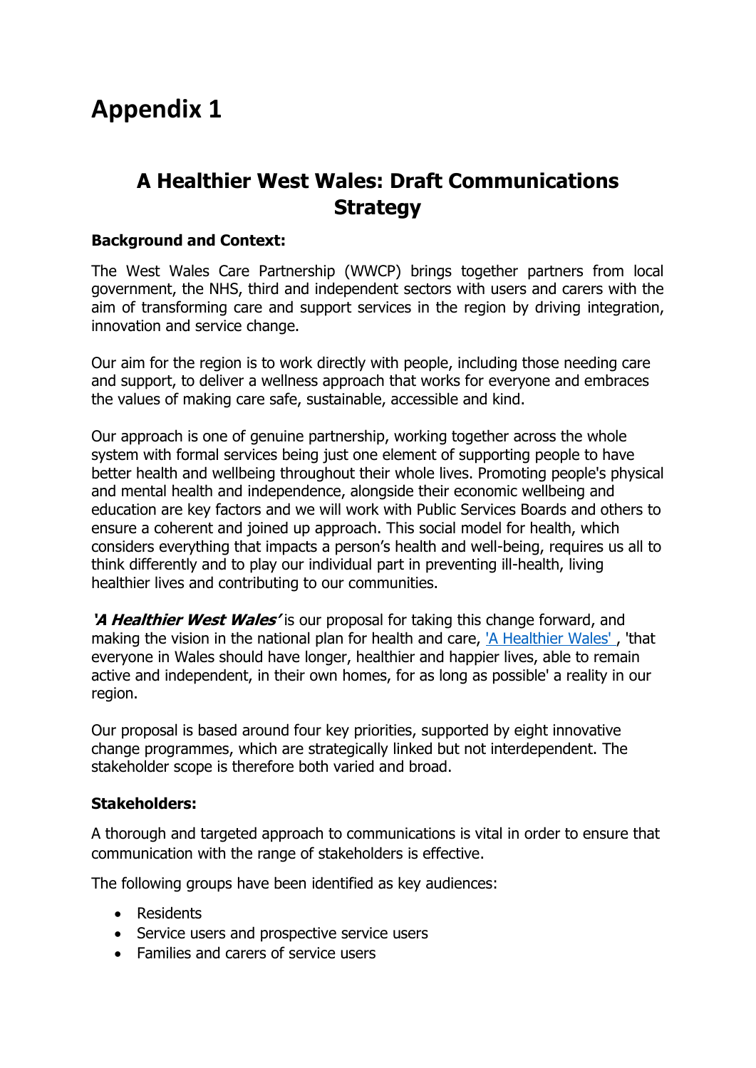# Appendix 1

## A Healthier West Wales: Draft Communications Strategy

**Background and Context:**

The West Wales Care Partnership (WWCP) brings together partners from local government, the NHS, third and independent sectors with users and carers with the aim of transforming care and support services in the region by driving integration, innovation and service change.

Our aim for the region is to work directly with people, including those needing care and support, to deliver a wellness approach that works for everyone and embraces the values of making care safe, sustainable, accessible and kind.

Our approach is one of genuine partnership, working together across the whole system with formal services being just one element of supporting people to have better health and wellbeing throughout their whole lives. Promoting people's physical and mental health and independence, alongside their economic wellbeing and education are key factors and we will work with Public Services Boards and others to ensure a coherent and joined up approach. This social model for health, which considers everything that impacts a person's health and well-being, requires us all to think differently and to play our individual part in preventing ill-health, living healthier lives and contributing to our communities.

***'A Healthier West Wales'*** is our proposal for taking this change forward, and making the vision in the national plan for health and care, 'A Healthier Wales' , 'that everyone in Wales should have longer, healthier and happier lives, able to remain active and independent, in their own homes, for as long as possible' a reality in our region.

Our proposal is based around four key priorities, supported by eight innovative change programmes, which are strategically linked but not interdependent. The stakeholder scope is therefore both varied and broad.

**Stakeholders:**

A thorough and targeted approach to communications is vital in order to ensure that communication with the range of stakeholders is effective.

The following groups have been identified as key audiences:

- Residents
- Service users and prospective service users
- Families and carers of service users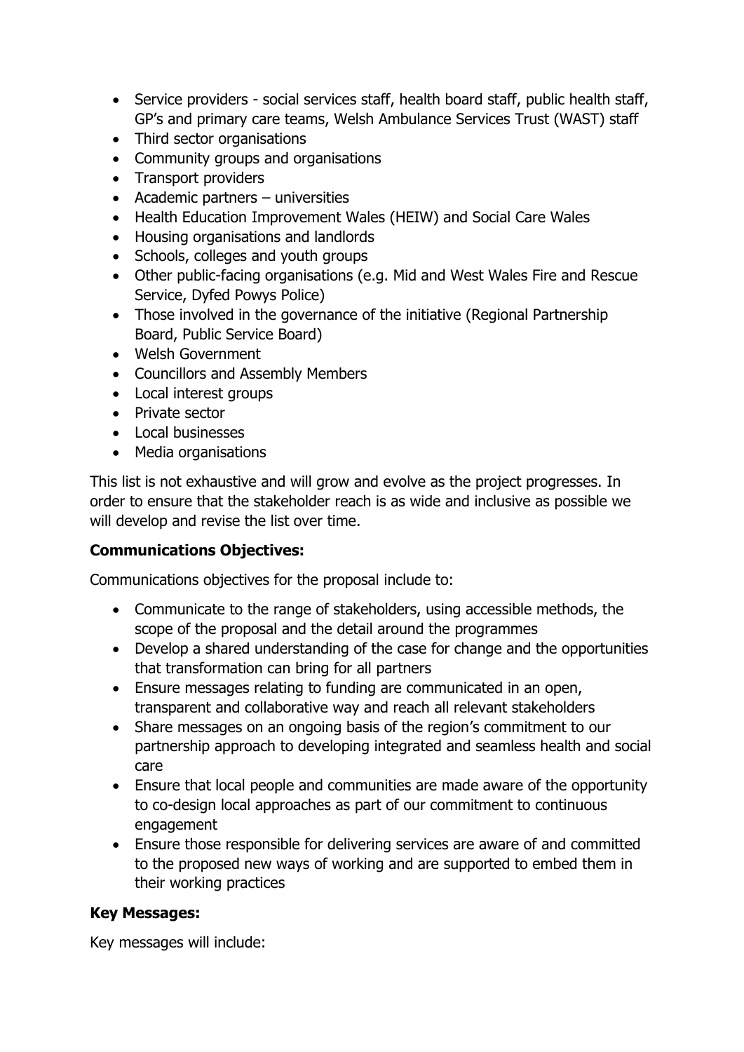- Service providers - social services staff, health board staff, public health staff, GP's and primary care teams, Welsh Ambulance Services Trust (WAST) staff
- Third sector organisations
- Community groups and organisations
- Transport providers
- Academic partners – universities
- Health Education Improvement Wales (HEIW) and Social Care Wales
- Housing organisations and landlords
- Schools, colleges and youth groups
- Other public-facing organisations (e.g. Mid and West Wales Fire and Rescue Service, Dyfed Powys Police)
- Those involved in the governance of the initiative (Regional Partnership Board, Public Service Board)
- Welsh Government
- Councillors and Assembly Members
- Local interest groups
- Private sector
- Local businesses
- Media organisations

This list is not exhaustive and will grow and evolve as the project progresses. In order to ensure that the stakeholder reach is as wide and inclusive as possible we will develop and revise the list over time.

**Communications Objectives:**

Communications objectives for the proposal include to:

- Communicate to the range of stakeholders, using accessible methods, the scope of the proposal and the detail around the programmes
- Develop a shared understanding of the case for change and the opportunities that transformation can bring for all partners
- Ensure messages relating to funding are communicated in an open, transparent and collaborative way and reach all relevant stakeholders
- Share messages on an ongoing basis of the region's commitment to our partnership approach to developing integrated and seamless health and social care
- Ensure that local people and communities are made aware of the opportunity to co-design local approaches as part of our commitment to continuous engagement
- Ensure those responsible for delivering services are aware of and committed to the proposed new ways of working and are supported to embed them in their working practices

**Key Messages:**

Key messages will include: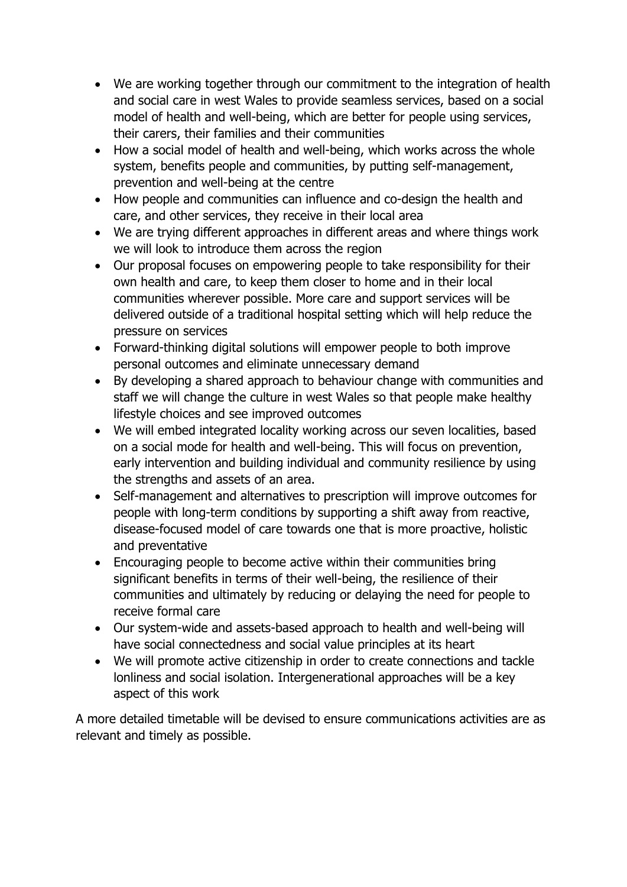- We are working together through our commitment to the integration of health and social care in west Wales to provide seamless services, based on a social model of health and well-being, which are better for people using services, their carers, their families and their communities
- How a social model of health and well-being, which works across the whole system, benefits people and communities, by putting self-management, prevention and well-being at the centre
- How people and communities can influence and co-design the health and care, and other services, they receive in their local area
- We are trying different approaches in different areas and where things work we will look to introduce them across the region
- Our proposal focuses on empowering people to take responsibility for their own health and care, to keep them closer to home and in their local communities wherever possible. More care and support services will be delivered outside of a traditional hospital setting which will help reduce the pressure on services
- Forward-thinking digital solutions will empower people to both improve personal outcomes and eliminate unnecessary demand
- By developing a shared approach to behaviour change with communities and staff we will change the culture in west Wales so that people make healthy lifestyle choices and see improved outcomes
- We will embed integrated locality working across our seven localities, based on a social mode for health and well-being. This will focus on prevention, early intervention and building individual and community resilience by using the strengths and assets of an area.
- Self-management and alternatives to prescription will improve outcomes for people with long-term conditions by supporting a shift away from reactive, disease-focused model of care towards one that is more proactive, holistic and preventative
- Encouraging people to become active within their communities bring significant benefits in terms of their well-being, the resilience of their communities and ultimately by reducing or delaying the need for people to receive formal care
- Our system-wide and assets-based approach to health and well-being will have social connectedness and social value principles at its heart
- We will promote active citizenship in order to create connections and tackle lonliness and social isolation. Intergenerational approaches will be a key aspect of this work

A more detailed timetable will be devised to ensure communications activities are as relevant and timely as possible.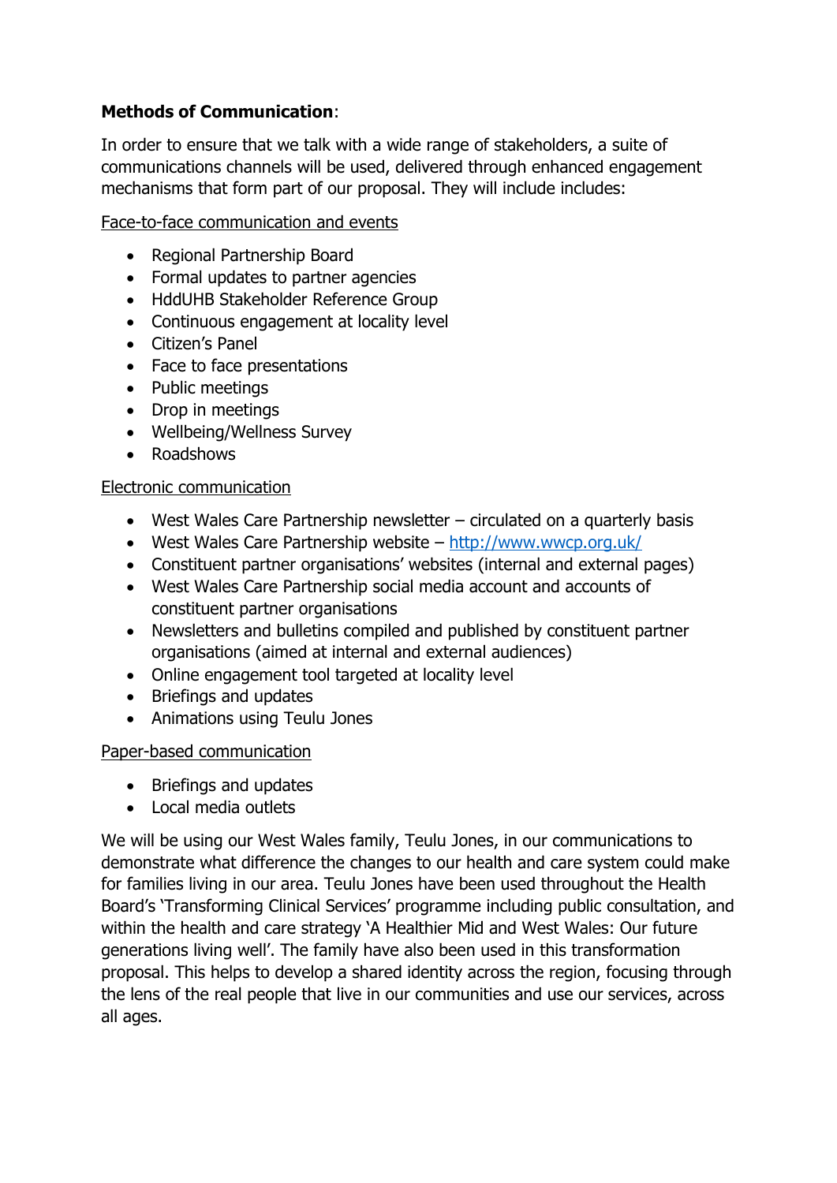**Methods of Communication**:

In order to ensure that we talk with a wide range of stakeholders, a suite of communications channels will be used, delivered through enhanced engagement mechanisms that form part of our proposal. They will include includes:

<u>Face-to-face communication and events</u>

- Regional Partnership Board
- Formal updates to partner agencies
- HddUHB Stakeholder Reference Group
- Continuous engagement at locality level
- Citizen's Panel
- Face to face presentations
- Public meetings
- Drop in meetings
- Wellbeing/Wellness Survey
- Roadshows

<u>Electronic communication</u>

- West Wales Care Partnership newsletter – circulated on a quarterly basis
- West Wales Care Partnership website – [http://www.wwcp.org.uk/](http://www.wwcp.org.uk/)
- Constituent partner organisations' websites (internal and external pages)
- West Wales Care Partnership social media account and accounts of constituent partner organisations
- Newsletters and bulletins compiled and published by constituent partner organisations (aimed at internal and external audiences)
- Online engagement tool targeted at locality level
- Briefings and updates
- Animations using Teulu Jones

<u>Paper-based communication</u>

- Briefings and updates
- Local media outlets

We will be using our West Wales family, Teulu Jones, in our communications to demonstrate what difference the changes to our health and care system could make for families living in our area. Teulu Jones have been used throughout the Health Board's 'Transforming Clinical Services' programme including public consultation, and within the health and care strategy 'A Healthier Mid and West Wales: Our future generations living well'. The family have also been used in this transformation proposal. This helps to develop a shared identity across the region, focusing through the lens of the real people that live in our communities and use our services, across all ages.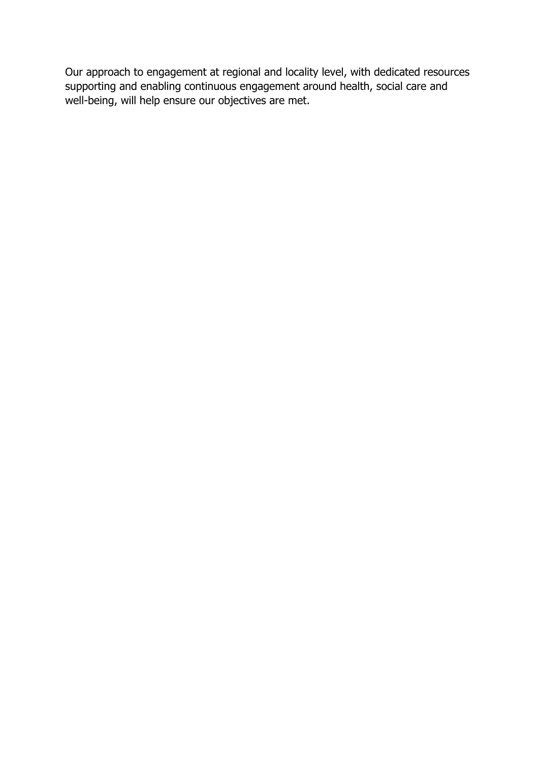Our approach to engagement at regional and locality level, with dedicated resources supporting and enabling continuous engagement around health, social care and well-being, will help ensure our objectives are met.